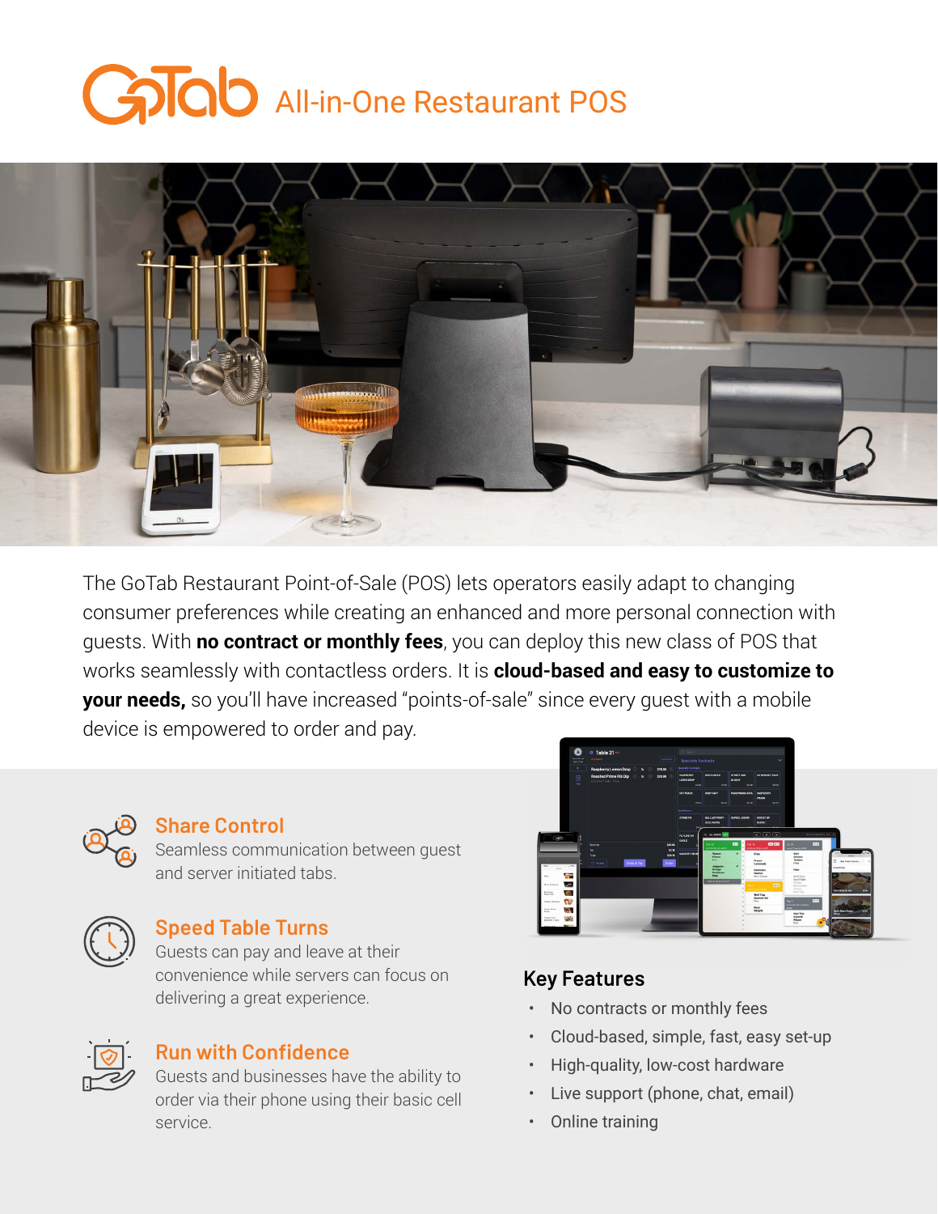# GoTab All-in-One Restaurant POS

The GoTab Restaurant Point-of-Sale (POS) lets operators easily adapt to changing consumer preferences while creating an enhanced and more personal connection with guests. With **no contract or monthly fees**, you can deploy this new class of POS that works seamlessly with contactless orders. It is **cloud-based and easy to customize to your needs,** so you'll have increased "points-of-sale" since every guest with a mobile device is empowered to order and pay.

## Share Control

Seamless communication between guest and server initiated tabs.

## Speed Table Turns

Guests can pay and leave at their convenience while servers can focus on delivering a great experience.

## Run with Confidence

Guests and businesses have the ability to order via their phone using their basic cell service.

## Key Features

- No contracts or monthly fees
- Cloud-based, simple, fast, easy set-up
- High-quality, low-cost hardware
- Live support (phone, chat, email)
- Online training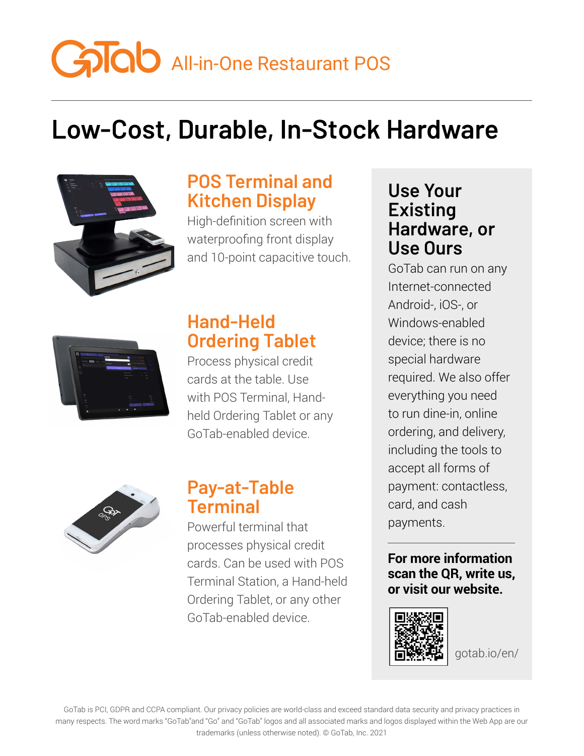GoTab All-in-One Restaurant POS

# Low-Cost, Durable, In-Stock Hardware

## POS Terminal and Kitchen Display

High-definition screen with waterproofing front display and 10-point capacitive touch.

## Hand-Held Ordering Tablet

Process physical credit cards at the table. Use with POS Terminal, Hand-held Ordering Tablet or any GoTab-enabled device.

## Pay-at-Table Terminal

Powerful terminal that processes physical credit cards. Can be used with POS Terminal Station, a Hand-held Ordering Tablet, or any other GoTab-enabled device.

## Use Your Existing Hardware, or Use Ours

GoTab can run on any Internet-connected Android-, iOS-, or Windows-enabled device; there is no special hardware required. We also offer everything you need to run dine-in, online ordering, and delivery, including the tools to accept all forms of payment: contactless, card, and cash payments.

**For more information scan the QR, write us, or visit our website.**

gotab.io/en/

GoTab is PCI, GDPR and CCPA compliant. Our privacy policies are world-class and exceed standard data security and privacy practices in many respects. The word marks "GoTab"and "Go" and "GoTab" logos and all associated marks and logos displayed within the Web App are our trademarks (unless otherwise noted). © GoTab, Inc. 2021